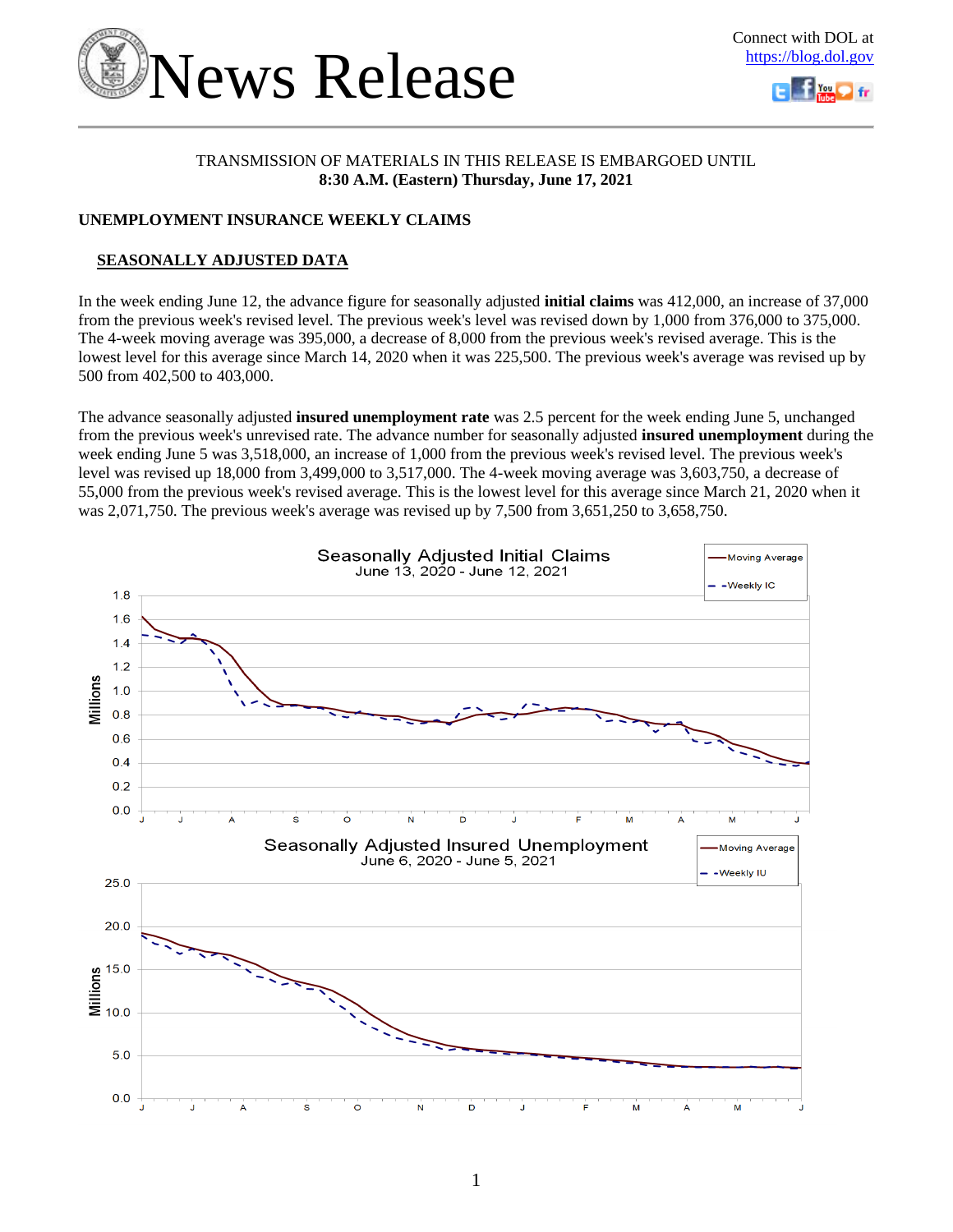# News Release

Connect with DOL at https://blog.dol.gov

TRANSMISSION OF MATERIALS IN THIS RELEASE IS EMBARGOED UNTIL
**8:30 A.M. (Eastern) Thursday, June 17, 2021**

## UNEMPLOYMENT INSURANCE WEEKLY CLAIMS

### SEASONALLY ADJUSTED DATA

In the week ending June 12, the advance figure for seasonally adjusted **initial claims** was 412,000, an increase of 37,000 from the previous week's revised level. The previous week's level was revised down by 1,000 from 376,000 to 375,000. The 4-week moving average was 395,000, a decrease of 8,000 from the previous week's revised average. This is the lowest level for this average since March 14, 2020 when it was 225,500. The previous week's average was revised up by 500 from 402,500 to 403,000.

The advance seasonally adjusted **insured unemployment rate** was 2.5 percent for the week ending June 5, unchanged from the previous week's unrevised rate. The advance number for seasonally adjusted **insured unemployment** during the week ending June 5 was 3,518,000, an increase of 1,000 from the previous week's revised level. The previous week's level was revised up 18,000 from 3,499,000 to 3,517,000. The 4-week moving average was 3,603,750, a decrease of 55,000 from the previous week's revised average. This is the lowest level for this average since March 21, 2020 when it was 2,071,750. The previous week's average was revised up by 7,500 from 3,651,250 to 3,658,750.

Seasonally Adjusted Initial Claims
June 13, 2020 - June 12, 2021

Moving Average
Weekly IC

Millions
1.8
1.6
1.4
1.2
1.0
0.8
0.6
0.4
0.2
0.0
J J A S O N D J F M A M J

Seasonally Adjusted Insured Unemployment
June 6, 2020 - June 5, 2021

Moving Average
Weekly IU

Millions
25.0
20.0
15.0
10.0
5.0
0.0
J J A S O N D J F M A M J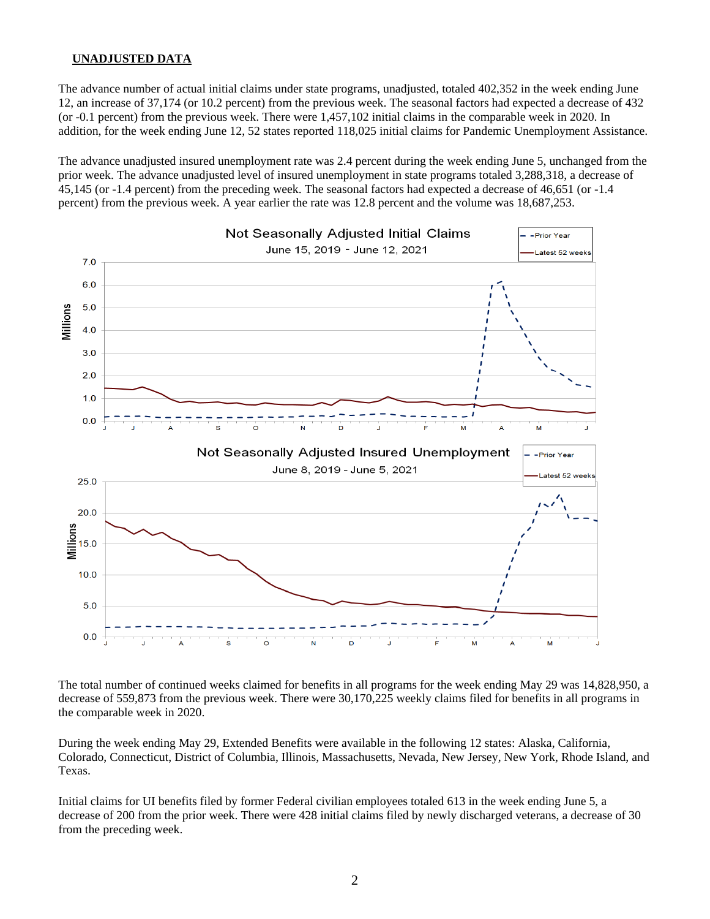## UNADJUSTED DATA

The advance number of actual initial claims under state programs, unadjusted, totaled 402,352 in the week ending June 12, an increase of 37,174 (or 10.2 percent) from the previous week. The seasonal factors had expected a decrease of 432 (or -0.1 percent) from the previous week. There were 1,457,102 initial claims in the comparable week in 2020. In addition, for the week ending June 12, 52 states reported 118,025 initial claims for Pandemic Unemployment Assistance.

The advance unadjusted insured unemployment rate was 2.4 percent during the week ending June 5, unchanged from the prior week. The advance unadjusted level of insured unemployment in state programs totaled 3,288,318, a decrease of 45,145 (or -1.4 percent) from the preceding week. The seasonal factors had expected a decrease of 46,651 (or -1.4 percent) from the previous week. A year earlier the rate was 12.8 percent and the volume was 18,687,253.

Not Seasonally Adjusted Initial Claims

June 15, 2019 - June 12, 2021

Prior Year

Latest 52 weeks

Millions

7.0
6.0
5.0
4.0
3.0
2.0
1.0
0.0

J J A S O N D J F M A M J

Not Seasonally Adjusted Insured Unemployment

June 8, 2019 - June 5, 2021

Prior Year

Latest 52 weeks

Millions

25.0
20.0
15.0
10.0
5.0
0.0

J J A S O N D J F M A M J

The total number of continued weeks claimed for benefits in all programs for the week ending May 29 was 14,828,950, a decrease of 559,873 from the previous week. There were 30,170,225 weekly claims filed for benefits in all programs in the comparable week in 2020.

During the week ending May 29, Extended Benefits were available in the following 12 states: Alaska, California, Colorado, Connecticut, District of Columbia, Illinois, Massachusetts, Nevada, New Jersey, New York, Rhode Island, and Texas.

Initial claims for UI benefits filed by former Federal civilian employees totaled 613 in the week ending June 5, a decrease of 200 from the prior week. There were 428 initial claims filed by newly discharged veterans, a decrease of 30 from the preceding week.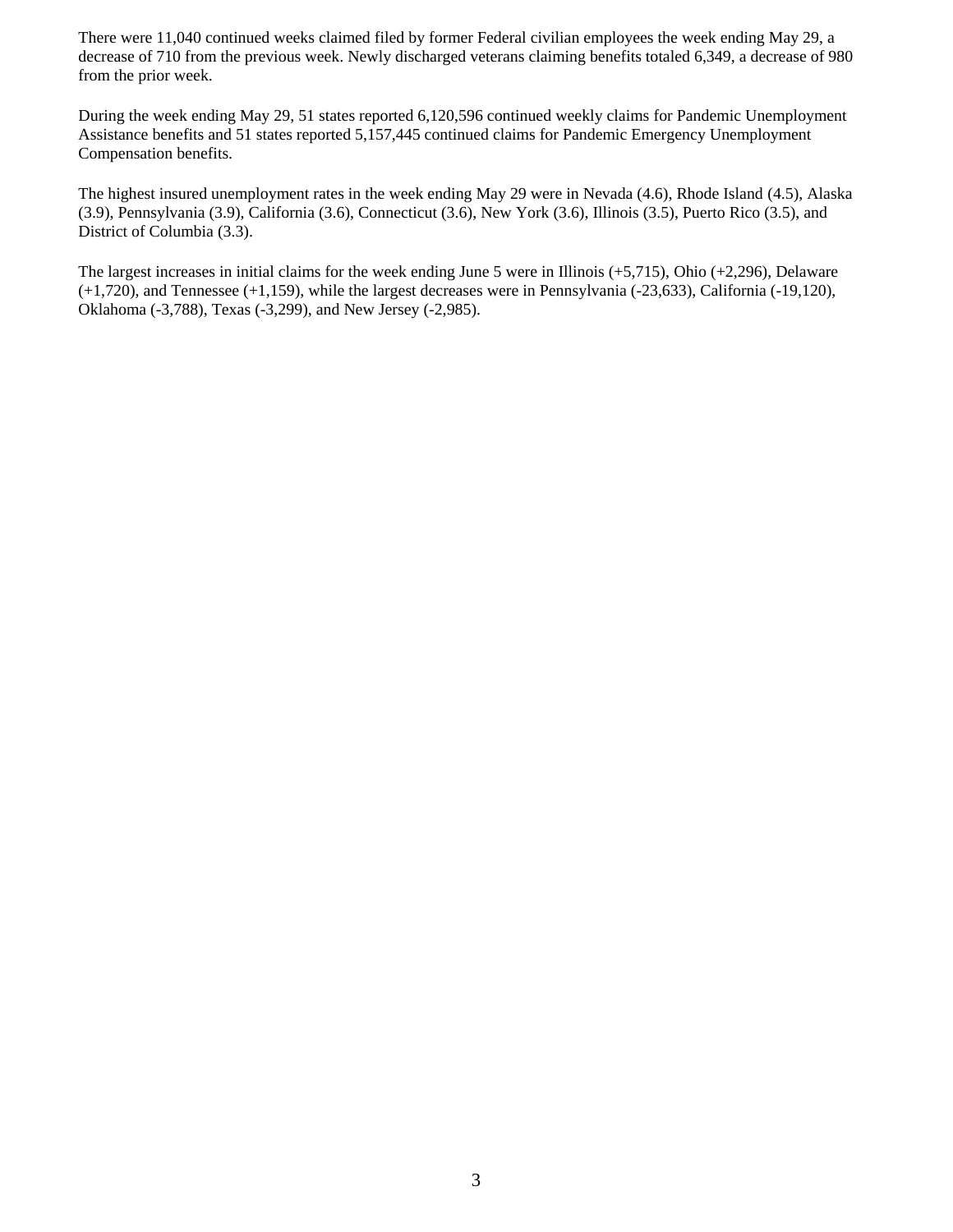There were 11,040 continued weeks claimed filed by former Federal civilian employees the week ending May 29, a decrease of 710 from the previous week. Newly discharged veterans claiming benefits totaled 6,349, a decrease of 980 from the prior week.

During the week ending May 29, 51 states reported 6,120,596 continued weekly claims for Pandemic Unemployment Assistance benefits and 51 states reported 5,157,445 continued claims for Pandemic Emergency Unemployment Compensation benefits.

The highest insured unemployment rates in the week ending May 29 were in Nevada (4.6), Rhode Island (4.5), Alaska (3.9), Pennsylvania (3.9), California (3.6), Connecticut (3.6), New York (3.6), Illinois (3.5), Puerto Rico (3.5), and District of Columbia (3.3).

The largest increases in initial claims for the week ending June 5 were in Illinois (+5,715), Ohio (+2,296), Delaware (+1,720), and Tennessee (+1,159), while the largest decreases were in Pennsylvania (-23,633), California (-19,120), Oklahoma (-3,788), Texas (-3,299), and New Jersey (-2,985).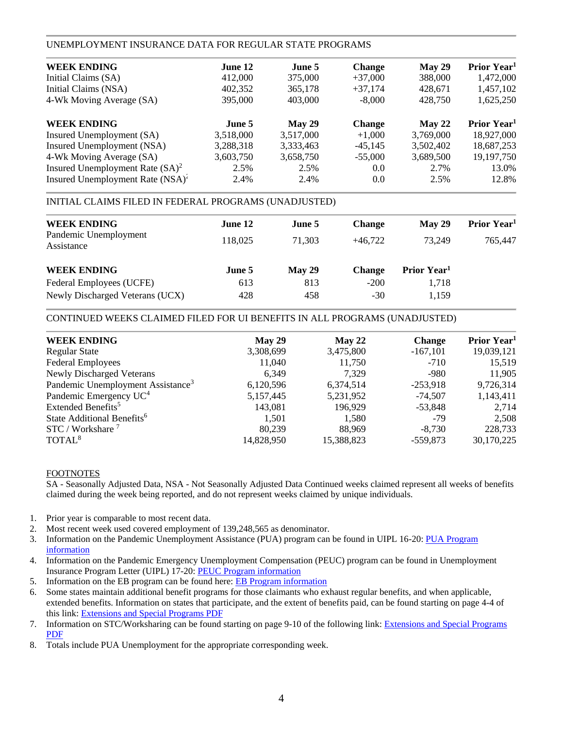## UNEMPLOYMENT INSURANCE DATA FOR REGULAR STATE PROGRAMS

| WEEK ENDING | June 12 | June 5 | Change | May 29 | Prior Year[1] |
|---|---|---|---|---|---|
| Initial Claims (SA) | 412,000 | 375,000 | +37,000 | 388,000 | 1,472,000 |
| Initial Claims (NSA) | 402,352 | 365,178 | +37,174 | 428,671 | 1,457,102 |
| 4-Wk Moving Average (SA) | 395,000 | 403,000 | -8,000 | 428,750 | 1,625,250 |

| WEEK ENDING | June 5 | May 29 | Change | May 22 | Prior Year[1] |
|---|---|---|---|---|---|
| Insured Unemployment (SA) | 3,518,000 | 3,517,000 | +1,000 | 3,769,000 | 18,927,000 |
| Insured Unemployment (NSA) | 3,288,318 | 3,333,463 | -45,145 | 3,502,402 | 18,687,253 |
| 4-Wk Moving Average (SA) | 3,603,750 | 3,658,750 | -55,000 | 3,689,500 | 19,197,750 |
| Insured Unemployment Rate (SA)[2] | 2.5% | 2.5% | 0.0 | 2.7% | 13.0% |
| Insured Unemployment Rate (NSA)[2] | 2.4% | 2.4% | 0.0 | 2.5% | 12.8% |

## INITIAL CLAIMS FILED IN FEDERAL PROGRAMS (UNADJUSTED)

| WEEK ENDING | June 12 | June 5 | Change | May 29 | Prior Year[1] |
|---|---|---|---|---|---|
| Pandemic Unemployment Assistance | 118,025 | 71,303 | +46,722 | 73,249 | 765,447 |

| WEEK ENDING | June 5 | May 29 | Change | Prior Year[1] |
|---|---|---|---|---|
| Federal Employees (UCFE) | 613 | 813 | -200 | 1,718 |
| Newly Discharged Veterans (UCX) | 428 | 458 | -30 | 1,159 |

## CONTINUED WEEKS CLAIMED FILED FOR UI BENEFITS IN ALL PROGRAMS (UNADJUSTED)

| WEEK ENDING | May 29 | May 22 | Change | Prior Year[1] |
|---|---|---|---|---|
| Regular State | 3,308,699 | 3,475,800 | -167,101 | 19,039,121 |
| Federal Employees | 11,040 | 11,750 | -710 | 15,519 |
| Newly Discharged Veterans | 6,349 | 7,329 | -980 | 11,905 |
| Pandemic Unemployment Assistance[3] | 6,120,596 | 6,374,514 | -253,918 | 9,726,314 |
| Pandemic Emergency UC[4] | 5,157,445 | 5,231,952 | -74,507 | 1,143,411 |
| Extended Benefits[5] | 143,081 | 196,929 | -53,848 | 2,714 |
| State Additional Benefits[6] | 1,501 | 1,580 | -79 | 2,508 |
| STC / Workshare [7] | 80,239 | 88,969 | -8,730 | 228,733 |
| TOTAL[8] | 14,828,950 | 15,388,823 | -559,873 | 30,170,225 |

FOOTNOTES

SA - Seasonally Adjusted Data, NSA - Not Seasonally Adjusted Data Continued weeks claimed represent all weeks of benefits claimed during the week being reported, and do not represent weeks claimed by unique individuals.

1. Prior year is comparable to most recent data.
2. Most recent week used covered employment of 139,248,565 as denominator.
3. Information on the Pandemic Unemployment Assistance (PUA) program can be found in UIPL 16-20: PUA Program information
4. Information on the Pandemic Emergency Unemployment Compensation (PEUC) program can be found in Unemployment Insurance Program Letter (UIPL) 17-20: PEUC Program information
5. Information on the EB program can be found here: EB Program information
6. Some states maintain additional benefit programs for those claimants who exhaust regular benefits, and when applicable, extended benefits. Information on states that participate, and the extent of benefits paid, can be found starting on page 4-4 of this link: Extensions and Special Programs PDF
7. Information on STC/Worksharing can be found starting on page 9-10 of the following link: Extensions and Special Programs PDF
8. Totals include PUA Unemployment for the appropriate corresponding week.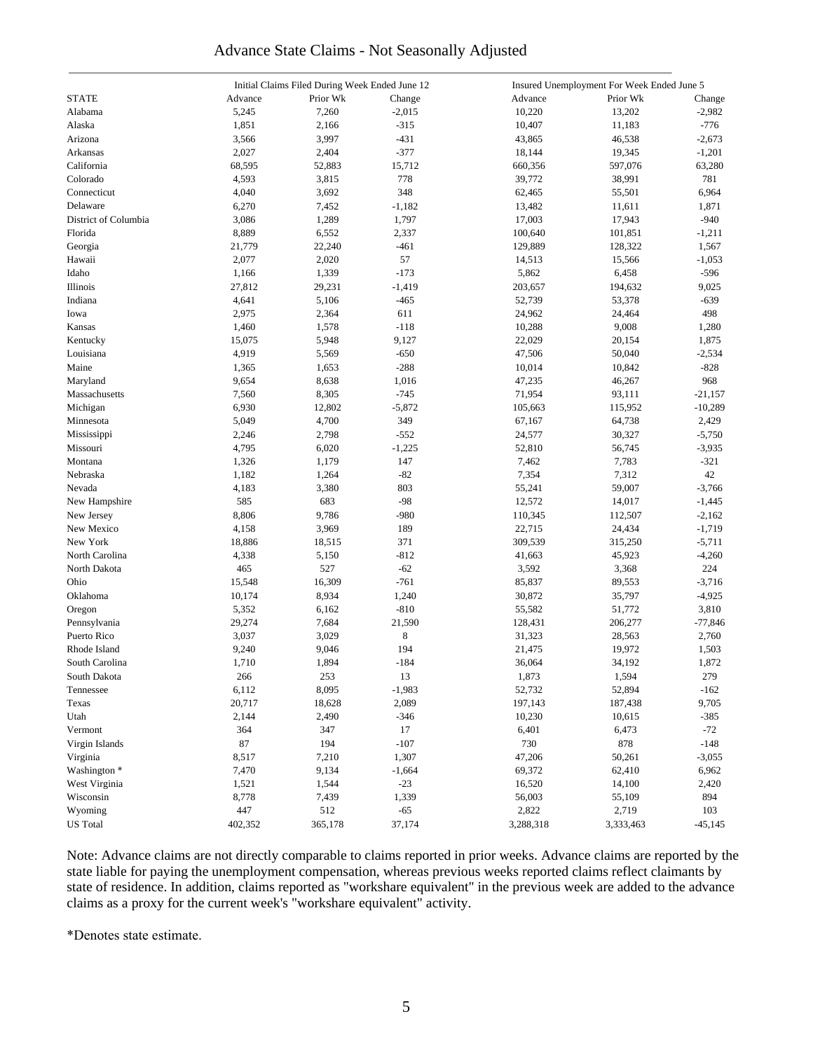# Advance State Claims - Not Seasonally Adjusted

| | Initial Claims Filed During Week Ended June 12 | | | Insured Unemployment For Week Ended June 5 | | |
|---|---|---|---|---|---|---|
| STATE | Advance | Prior Wk | Change | Advance | Prior Wk | Change |
| Alabama | 5,245 | 7,260 | -2,015 | 10,220 | 13,202 | -2,982 |
| Alaska | 1,851 | 2,166 | -315 | 10,407 | 11,183 | -776 |
| Arizona | 3,566 | 3,997 | -431 | 43,865 | 46,538 | -2,673 |
| Arkansas | 2,027 | 2,404 | -377 | 18,144 | 19,345 | -1,201 |
| California | 68,595 | 52,883 | 15,712 | 660,356 | 597,076 | 63,280 |
| Colorado | 4,593 | 3,815 | 778 | 39,772 | 38,991 | 781 |
| Connecticut | 4,040 | 3,692 | 348 | 62,465 | 55,501 | 6,964 |
| Delaware | 6,270 | 7,452 | -1,182 | 13,482 | 11,611 | 1,871 |
| District of Columbia | 3,086 | 1,289 | 1,797 | 17,003 | 17,943 | -940 |
| Florida | 8,889 | 6,552 | 2,337 | 100,640 | 101,851 | -1,211 |
| Georgia | 21,779 | 22,240 | -461 | 129,889 | 128,322 | 1,567 |
| Hawaii | 2,077 | 2,020 | 57 | 14,513 | 15,566 | -1,053 |
| Idaho | 1,166 | 1,339 | -173 | 5,862 | 6,458 | -596 |
| Illinois | 27,812 | 29,231 | -1,419 | 203,657 | 194,632 | 9,025 |
| Indiana | 4,641 | 5,106 | -465 | 52,739 | 53,378 | -639 |
| Iowa | 2,975 | 2,364 | 611 | 24,962 | 24,464 | 498 |
| Kansas | 1,460 | 1,578 | -118 | 10,288 | 9,008 | 1,280 |
| Kentucky | 15,075 | 5,948 | 9,127 | 22,029 | 20,154 | 1,875 |
| Louisiana | 4,919 | 5,569 | -650 | 47,506 | 50,040 | -2,534 |
| Maine | 1,365 | 1,653 | -288 | 10,014 | 10,842 | -828 |
| Maryland | 9,654 | 8,638 | 1,016 | 47,235 | 46,267 | 968 |
| Massachusetts | 7,560 | 8,305 | -745 | 71,954 | 93,111 | -21,157 |
| Michigan | 6,930 | 12,802 | -5,872 | 105,663 | 115,952 | -10,289 |
| Minnesota | 5,049 | 4,700 | 349 | 67,167 | 64,738 | 2,429 |
| Mississippi | 2,246 | 2,798 | -552 | 24,577 | 30,327 | -5,750 |
| Missouri | 4,795 | 6,020 | -1,225 | 52,810 | 56,745 | -3,935 |
| Montana | 1,326 | 1,179 | 147 | 7,462 | 7,783 | -321 |
| Nebraska | 1,182 | 1,264 | -82 | 7,354 | 7,312 | 42 |
| Nevada | 4,183 | 3,380 | 803 | 55,241 | 59,007 | -3,766 |
| New Hampshire | 585 | 683 | -98 | 12,572 | 14,017 | -1,445 |
| New Jersey | 8,806 | 9,786 | -980 | 110,345 | 112,507 | -2,162 |
| New Mexico | 4,158 | 3,969 | 189 | 22,715 | 24,434 | -1,719 |
| New York | 18,886 | 18,515 | 371 | 309,539 | 315,250 | -5,711 |
| North Carolina | 4,338 | 5,150 | -812 | 41,663 | 45,923 | -4,260 |
| North Dakota | 465 | 527 | -62 | 3,592 | 3,368 | 224 |
| Ohio | 15,548 | 16,309 | -761 | 85,837 | 89,553 | -3,716 |
| Oklahoma | 10,174 | 8,934 | 1,240 | 30,872 | 35,797 | -4,925 |
| Oregon | 5,352 | 6,162 | -810 | 55,582 | 51,772 | 3,810 |
| Pennsylvania | 29,274 | 7,684 | 21,590 | 128,431 | 206,277 | -77,846 |
| Puerto Rico | 3,037 | 3,029 | 8 | 31,323 | 28,563 | 2,760 |
| Rhode Island | 9,240 | 9,046 | 194 | 21,475 | 19,972 | 1,503 |
| South Carolina | 1,710 | 1,894 | -184 | 36,064 | 34,192 | 1,872 |
| South Dakota | 266 | 253 | 13 | 1,873 | 1,594 | 279 |
| Tennessee | 6,112 | 8,095 | -1,983 | 52,732 | 52,894 | -162 |
| Texas | 20,717 | 18,628 | 2,089 | 197,143 | 187,438 | 9,705 |
| Utah | 2,144 | 2,490 | -346 | 10,230 | 10,615 | -385 |
| Vermont | 364 | 347 | 17 | 6,401 | 6,473 | -72 |
| Virgin Islands | 87 | 194 | -107 | 730 | 878 | -148 |
| Virginia | 8,517 | 7,210 | 1,307 | 47,206 | 50,261 | -3,055 |
| Washington * | 7,470 | 9,134 | -1,664 | 69,372 | 62,410 | 6,962 |
| West Virginia | 1,521 | 1,544 | -23 | 16,520 | 14,100 | 2,420 |
| Wisconsin | 8,778 | 7,439 | 1,339 | 56,003 | 55,109 | 894 |
| Wyoming | 447 | 512 | -65 | 2,822 | 2,719 | 103 |
| US Total | 402,352 | 365,178 | 37,174 | 3,288,318 | 3,333,463 | -45,145 |

Note: Advance claims are not directly comparable to claims reported in prior weeks. Advance claims are reported by the state liable for paying the unemployment compensation, whereas previous weeks reported claims reflect claimants by state of residence. In addition, claims reported as "workshare equivalent" in the previous week are added to the advance claims as a proxy for the current week's "workshare equivalent" activity.

*Denotes state estimate.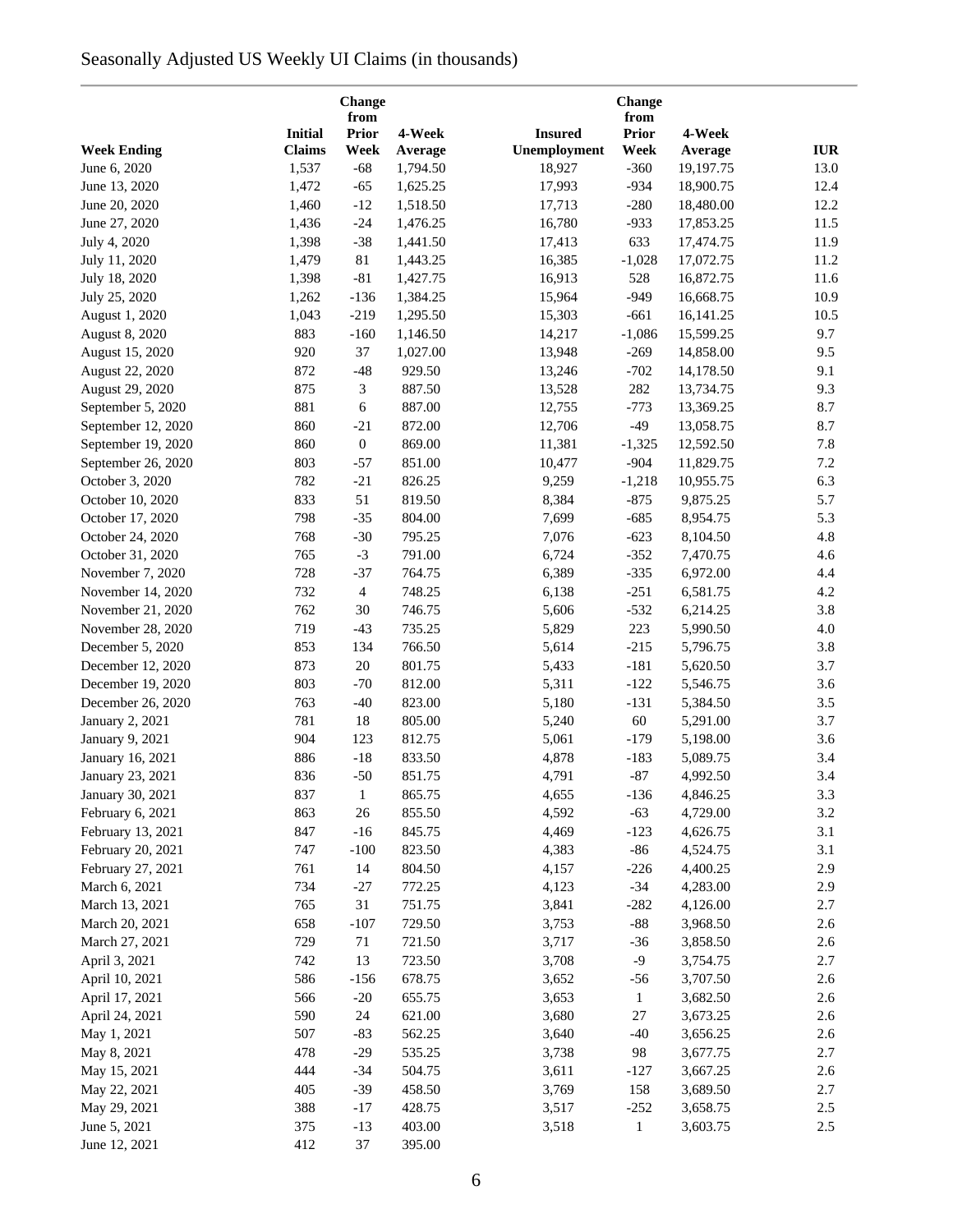## Seasonally Adjusted US Weekly UI Claims (in thousands)

| Week Ending | Initial Claims | Change from Prior Week | 4-Week Average | Insured Unemployment | Change from Prior Week | 4-Week Average | IUR |
|---|---|---|---|---|---|---|---|
| June 6, 2020 | 1,537 | -68 | 1,794.50 | 18,927 | -360 | 19,197.75 | 13.0 |
| June 13, 2020 | 1,472 | -65 | 1,625.25 | 17,993 | -934 | 18,900.75 | 12.4 |
| June 20, 2020 | 1,460 | -12 | 1,518.50 | 17,713 | -280 | 18,480.00 | 12.2 |
| June 27, 2020 | 1,436 | -24 | 1,476.25 | 16,780 | -933 | 17,853.25 | 11.5 |
| July 4, 2020 | 1,398 | -38 | 1,441.50 | 17,413 | 633 | 17,474.75 | 11.9 |
| July 11, 2020 | 1,479 | 81 | 1,443.25 | 16,385 | -1,028 | 17,072.75 | 11.2 |
| July 18, 2020 | 1,398 | -81 | 1,427.75 | 16,913 | 528 | 16,872.75 | 11.6 |
| July 25, 2020 | 1,262 | -136 | 1,384.25 | 15,964 | -949 | 16,668.75 | 10.9 |
| August 1, 2020 | 1,043 | -219 | 1,295.50 | 15,303 | -661 | 16,141.25 | 10.5 |
| August 8, 2020 | 883 | -160 | 1,146.50 | 14,217 | -1,086 | 15,599.25 | 9.7 |
| August 15, 2020 | 920 | 37 | 1,027.00 | 13,948 | -269 | 14,858.00 | 9.5 |
| August 22, 2020 | 872 | -48 | 929.50 | 13,246 | -702 | 14,178.50 | 9.1 |
| August 29, 2020 | 875 | 3 | 887.50 | 13,528 | 282 | 13,734.75 | 9.3 |
| September 5, 2020 | 881 | 6 | 887.00 | 12,755 | -773 | 13,369.25 | 8.7 |
| September 12, 2020 | 860 | -21 | 872.00 | 12,706 | -49 | 13,058.75 | 8.7 |
| September 19, 2020 | 860 | 0 | 869.00 | 11,381 | -1,325 | 12,592.50 | 7.8 |
| September 26, 2020 | 803 | -57 | 851.00 | 10,477 | -904 | 11,829.75 | 7.2 |
| October 3, 2020 | 782 | -21 | 826.25 | 9,259 | -1,218 | 10,955.75 | 6.3 |
| October 10, 2020 | 833 | 51 | 819.50 | 8,384 | -875 | 9,875.25 | 5.7 |
| October 17, 2020 | 798 | -35 | 804.00 | 7,699 | -685 | 8,954.75 | 5.3 |
| October 24, 2020 | 768 | -30 | 795.25 | 7,076 | -623 | 8,104.50 | 4.8 |
| October 31, 2020 | 765 | -3 | 791.00 | 6,724 | -352 | 7,470.75 | 4.6 |
| November 7, 2020 | 728 | -37 | 764.75 | 6,389 | -335 | 6,972.00 | 4.4 |
| November 14, 2020 | 732 | 4 | 748.25 | 6,138 | -251 | 6,581.75 | 4.2 |
| November 21, 2020 | 762 | 30 | 746.75 | 5,606 | -532 | 6,214.25 | 3.8 |
| November 28, 2020 | 719 | -43 | 735.25 | 5,829 | 223 | 5,990.50 | 4.0 |
| December 5, 2020 | 853 | 134 | 766.50 | 5,614 | -215 | 5,796.75 | 3.8 |
| December 12, 2020 | 873 | 20 | 801.75 | 5,433 | -181 | 5,620.50 | 3.7 |
| December 19, 2020 | 803 | -70 | 812.00 | 5,311 | -122 | 5,546.75 | 3.6 |
| December 26, 2020 | 763 | -40 | 823.00 | 5,180 | -131 | 5,384.50 | 3.5 |
| January 2, 2021 | 781 | 18 | 805.00 | 5,240 | 60 | 5,291.00 | 3.7 |
| January 9, 2021 | 904 | 123 | 812.75 | 5,061 | -179 | 5,198.00 | 3.6 |
| January 16, 2021 | 886 | -18 | 833.50 | 4,878 | -183 | 5,089.75 | 3.4 |
| January 23, 2021 | 836 | -50 | 851.75 | 4,791 | -87 | 4,992.50 | 3.4 |
| January 30, 2021 | 837 | 1 | 865.75 | 4,655 | -136 | 4,846.25 | 3.3 |
| February 6, 2021 | 863 | 26 | 855.50 | 4,592 | -63 | 4,729.00 | 3.2 |
| February 13, 2021 | 847 | -16 | 845.75 | 4,469 | -123 | 4,626.75 | 3.1 |
| February 20, 2021 | 747 | -100 | 823.50 | 4,383 | -86 | 4,524.75 | 3.1 |
| February 27, 2021 | 761 | 14 | 804.50 | 4,157 | -226 | 4,400.25 | 2.9 |
| March 6, 2021 | 734 | -27 | 772.25 | 4,123 | -34 | 4,283.00 | 2.9 |
| March 13, 2021 | 765 | 31 | 751.75 | 3,841 | -282 | 4,126.00 | 2.7 |
| March 20, 2021 | 658 | -107 | 729.50 | 3,753 | -88 | 3,968.50 | 2.6 |
| March 27, 2021 | 729 | 71 | 721.50 | 3,717 | -36 | 3,858.50 | 2.6 |
| April 3, 2021 | 742 | 13 | 723.50 | 3,708 | -9 | 3,754.75 | 2.7 |
| April 10, 2021 | 586 | -156 | 678.75 | 3,652 | -56 | 3,707.50 | 2.6 |
| April 17, 2021 | 566 | -20 | 655.75 | 3,653 | 1 | 3,682.50 | 2.6 |
| April 24, 2021 | 590 | 24 | 621.00 | 3,680 | 27 | 3,673.25 | 2.6 |
| May 1, 2021 | 507 | -83 | 562.25 | 3,640 | -40 | 3,656.25 | 2.6 |
| May 8, 2021 | 478 | -29 | 535.25 | 3,738 | 98 | 3,677.75 | 2.7 |
| May 15, 2021 | 444 | -34 | 504.75 | 3,611 | -127 | 3,667.25 | 2.6 |
| May 22, 2021 | 405 | -39 | 458.50 | 3,769 | 158 | 3,689.50 | 2.7 |
| May 29, 2021 | 388 | -17 | 428.75 | 3,517 | -252 | 3,658.75 | 2.5 |
| June 5, 2021 | 375 | -13 | 403.00 | 3,518 | 1 | 3,603.75 | 2.5 |
| June 12, 2021 | 412 | 37 | 395.00 | | | | |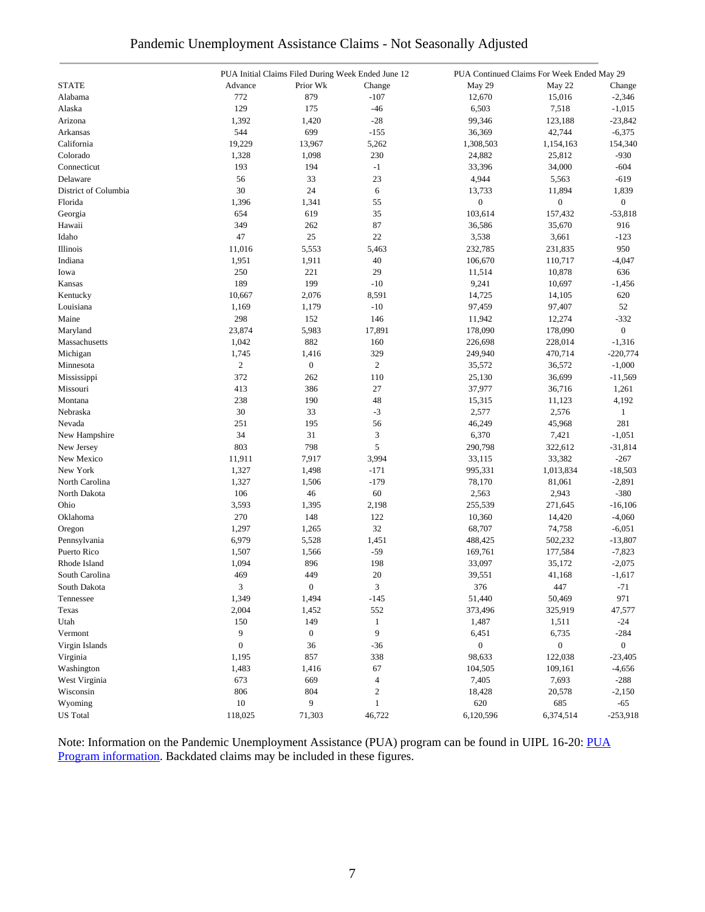# Pandemic Unemployment Assistance Claims - Not Seasonally Adjusted

| | PUA Initial Claims Filed During Week Ended June 12 | | | PUA Continued Claims For Week Ended May 29 | | |
|---|---|---|---|---|---|---|
| STATE | Advance | Prior Wk | Change | May 29 | May 22 | Change |
| Alabama | 772 | 879 | -107 | 12,670 | 15,016 | -2,346 |
| Alaska | 129 | 175 | -46 | 6,503 | 7,518 | -1,015 |
| Arizona | 1,392 | 1,420 | -28 | 99,346 | 123,188 | -23,842 |
| Arkansas | 544 | 699 | -155 | 36,369 | 42,744 | -6,375 |
| California | 19,229 | 13,967 | 5,262 | 1,308,503 | 1,154,163 | 154,340 |
| Colorado | 1,328 | 1,098 | 230 | 24,882 | 25,812 | -930 |
| Connecticut | 193 | 194 | -1 | 33,396 | 34,000 | -604 |
| Delaware | 56 | 33 | 23 | 4,944 | 5,563 | -619 |
| District of Columbia | 30 | 24 | 6 | 13,733 | 11,894 | 1,839 |
| Florida | 1,396 | 1,341 | 55 | 0 | 0 | 0 |
| Georgia | 654 | 619 | 35 | 103,614 | 157,432 | -53,818 |
| Hawaii | 349 | 262 | 87 | 36,586 | 35,670 | 916 |
| Idaho | 47 | 25 | 22 | 3,538 | 3,661 | -123 |
| Illinois | 11,016 | 5,553 | 5,463 | 232,785 | 231,835 | 950 |
| Indiana | 1,951 | 1,911 | 40 | 106,670 | 110,717 | -4,047 |
| Iowa | 250 | 221 | 29 | 11,514 | 10,878 | 636 |
| Kansas | 189 | 199 | -10 | 9,241 | 10,697 | -1,456 |
| Kentucky | 10,667 | 2,076 | 8,591 | 14,725 | 14,105 | 620 |
| Louisiana | 1,169 | 1,179 | -10 | 97,459 | 97,407 | 52 |
| Maine | 298 | 152 | 146 | 11,942 | 12,274 | -332 |
| Maryland | 23,874 | 5,983 | 17,891 | 178,090 | 178,090 | 0 |
| Massachusetts | 1,042 | 882 | 160 | 226,698 | 228,014 | -1,316 |
| Michigan | 1,745 | 1,416 | 329 | 249,940 | 470,714 | -220,774 |
| Minnesota | 2 | 0 | 2 | 35,572 | 36,572 | -1,000 |
| Mississippi | 372 | 262 | 110 | 25,130 | 36,699 | -11,569 |
| Missouri | 413 | 386 | 27 | 37,977 | 36,716 | 1,261 |
| Montana | 238 | 190 | 48 | 15,315 | 11,123 | 4,192 |
| Nebraska | 30 | 33 | -3 | 2,577 | 2,576 | 1 |
| Nevada | 251 | 195 | 56 | 46,249 | 45,968 | 281 |
| New Hampshire | 34 | 31 | 3 | 6,370 | 7,421 | -1,051 |
| New Jersey | 803 | 798 | 5 | 290,798 | 322,612 | -31,814 |
| New Mexico | 11,911 | 7,917 | 3,994 | 33,115 | 33,382 | -267 |
| New York | 1,327 | 1,498 | -171 | 995,331 | 1,013,834 | -18,503 |
| North Carolina | 1,327 | 1,506 | -179 | 78,170 | 81,061 | -2,891 |
| North Dakota | 106 | 46 | 60 | 2,563 | 2,943 | -380 |
| Ohio | 3,593 | 1,395 | 2,198 | 255,539 | 271,645 | -16,106 |
| Oklahoma | 270 | 148 | 122 | 10,360 | 14,420 | -4,060 |
| Oregon | 1,297 | 1,265 | 32 | 68,707 | 74,758 | -6,051 |
| Pennsylvania | 6,979 | 5,528 | 1,451 | 488,425 | 502,232 | -13,807 |
| Puerto Rico | 1,507 | 1,566 | -59 | 169,761 | 177,584 | -7,823 |
| Rhode Island | 1,094 | 896 | 198 | 33,097 | 35,172 | -2,075 |
| South Carolina | 469 | 449 | 20 | 39,551 | 41,168 | -1,617 |
| South Dakota | 3 | 0 | 3 | 376 | 447 | -71 |
| Tennessee | 1,349 | 1,494 | -145 | 51,440 | 50,469 | 971 |
| Texas | 2,004 | 1,452 | 552 | 373,496 | 325,919 | 47,577 |
| Utah | 150 | 149 | 1 | 1,487 | 1,511 | -24 |
| Vermont | 9 | 0 | 9 | 6,451 | 6,735 | -284 |
| Virgin Islands | 0 | 36 | -36 | 0 | 0 | 0 |
| Virginia | 1,195 | 857 | 338 | 98,633 | 122,038 | -23,405 |
| Washington | 1,483 | 1,416 | 67 | 104,505 | 109,161 | -4,656 |
| West Virginia | 673 | 669 | 4 | 7,405 | 7,693 | -288 |
| Wisconsin | 806 | 804 | 2 | 18,428 | 20,578 | -2,150 |
| Wyoming | 10 | 9 | 1 | 620 | 685 | -65 |
| US Total | 118,025 | 71,303 | 46,722 | 6,120,596 | 6,374,514 | -253,918 |

Note: Information on the Pandemic Unemployment Assistance (PUA) program can be found in UIPL 16-20: [PUA Program information](). Backdated claims may be included in these figures.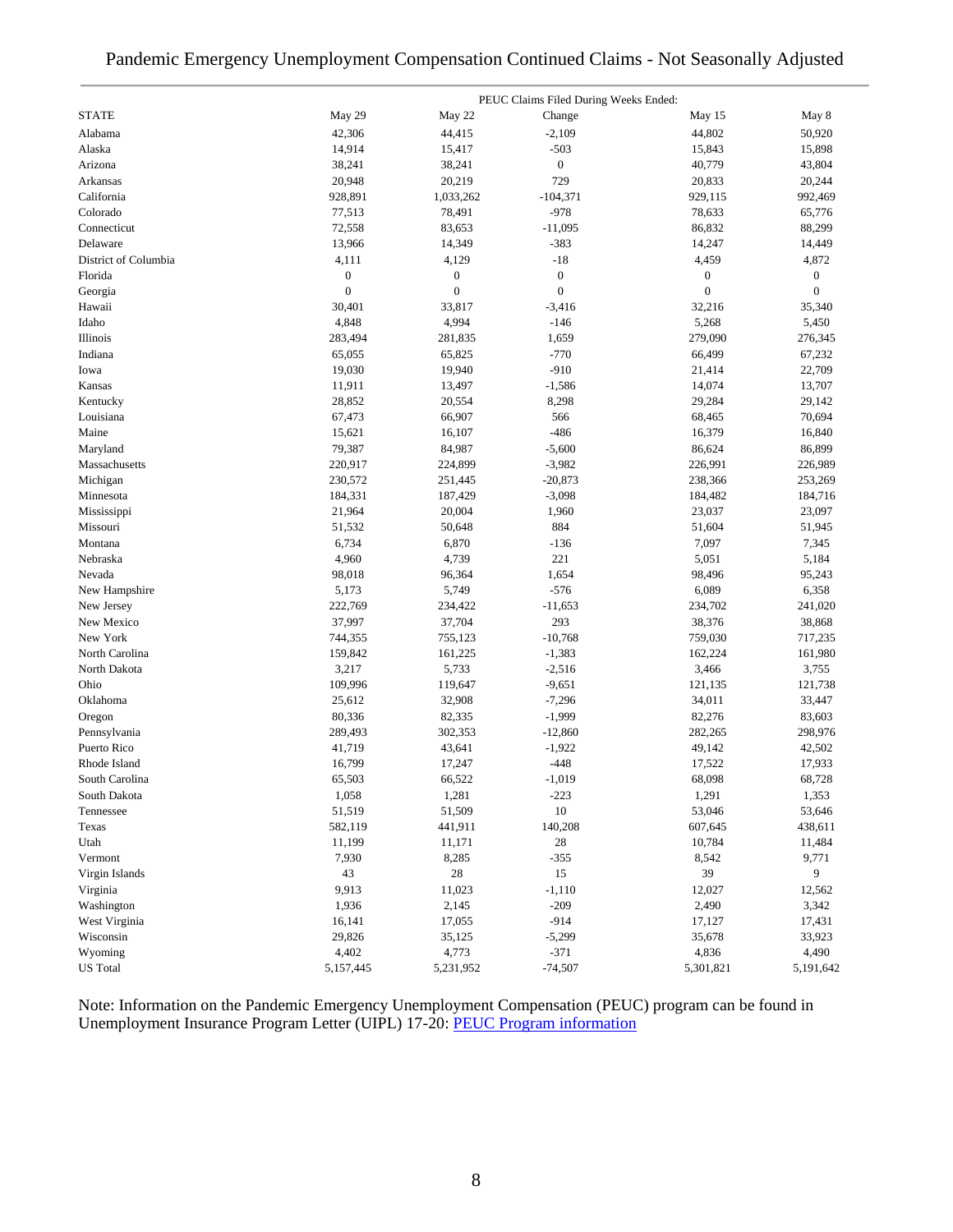# Pandemic Emergency Unemployment Compensation Continued Claims - Not Seasonally Adjusted

| | PEUC Claims Filed During Weeks Ended: | | | | |
|---|---|---|---|---|---|
| STATE | May 29 | May 22 | Change | May 15 | May 8 |
| Alabama | 42,306 | 44,415 | -2,109 | 44,802 | 50,920 |
| Alaska | 14,914 | 15,417 | -503 | 15,843 | 15,898 |
| Arizona | 38,241 | 38,241 | 0 | 40,779 | 43,804 |
| Arkansas | 20,948 | 20,219 | 729 | 20,833 | 20,244 |
| California | 928,891 | 1,033,262 | -104,371 | 929,115 | 992,469 |
| Colorado | 77,513 | 78,491 | -978 | 78,633 | 65,776 |
| Connecticut | 72,558 | 83,653 | -11,095 | 86,832 | 88,299 |
| Delaware | 13,966 | 14,349 | -383 | 14,247 | 14,449 |
| District of Columbia | 4,111 | 4,129 | -18 | 4,459 | 4,872 |
| Florida | 0 | 0 | 0 | 0 | 0 |
| Georgia | 0 | 0 | 0 | 0 | 0 |
| Hawaii | 30,401 | 33,817 | -3,416 | 32,216 | 35,340 |
| Idaho | 4,848 | 4,994 | -146 | 5,268 | 5,450 |
| Illinois | 283,494 | 281,835 | 1,659 | 279,090 | 276,345 |
| Indiana | 65,055 | 65,825 | -770 | 66,499 | 67,232 |
| Iowa | 19,030 | 19,940 | -910 | 21,414 | 22,709 |
| Kansas | 11,911 | 13,497 | -1,586 | 14,074 | 13,707 |
| Kentucky | 28,852 | 20,554 | 8,298 | 29,284 | 29,142 |
| Louisiana | 67,473 | 66,907 | 566 | 68,465 | 70,694 |
| Maine | 15,621 | 16,107 | -486 | 16,379 | 16,840 |
| Maryland | 79,387 | 84,987 | -5,600 | 86,624 | 86,899 |
| Massachusetts | 220,917 | 224,899 | -3,982 | 226,991 | 226,989 |
| Michigan | 230,572 | 251,445 | -20,873 | 238,366 | 253,269 |
| Minnesota | 184,331 | 187,429 | -3,098 | 184,482 | 184,716 |
| Mississippi | 21,964 | 20,004 | 1,960 | 23,037 | 23,097 |
| Missouri | 51,532 | 50,648 | 884 | 51,604 | 51,945 |
| Montana | 6,734 | 6,870 | -136 | 7,097 | 7,345 |
| Nebraska | 4,960 | 4,739 | 221 | 5,051 | 5,184 |
| Nevada | 98,018 | 96,364 | 1,654 | 98,496 | 95,243 |
| New Hampshire | 5,173 | 5,749 | -576 | 6,089 | 6,358 |
| New Jersey | 222,769 | 234,422 | -11,653 | 234,702 | 241,020 |
| New Mexico | 37,997 | 37,704 | 293 | 38,376 | 38,868 |
| New York | 744,355 | 755,123 | -10,768 | 759,030 | 717,235 |
| North Carolina | 159,842 | 161,225 | -1,383 | 162,224 | 161,980 |
| North Dakota | 3,217 | 5,733 | -2,516 | 3,466 | 3,755 |
| Ohio | 109,996 | 119,647 | -9,651 | 121,135 | 121,738 |
| Oklahoma | 25,612 | 32,908 | -7,296 | 34,011 | 33,447 |
| Oregon | 80,336 | 82,335 | -1,999 | 82,276 | 83,603 |
| Pennsylvania | 289,493 | 302,353 | -12,860 | 282,265 | 298,976 |
| Puerto Rico | 41,719 | 43,641 | -1,922 | 49,142 | 42,502 |
| Rhode Island | 16,799 | 17,247 | -448 | 17,522 | 17,933 |
| South Carolina | 65,503 | 66,522 | -1,019 | 68,098 | 68,728 |
| South Dakota | 1,058 | 1,281 | -223 | 1,291 | 1,353 |
| Tennessee | 51,519 | 51,509 | 10 | 53,046 | 53,646 |
| Texas | 582,119 | 441,911 | 140,208 | 607,645 | 438,611 |
| Utah | 11,199 | 11,171 | 28 | 10,784 | 11,484 |
| Vermont | 7,930 | 8,285 | -355 | 8,542 | 9,771 |
| Virgin Islands | 43 | 28 | 15 | 39 | 9 |
| Virginia | 9,913 | 11,023 | -1,110 | 12,027 | 12,562 |
| Washington | 1,936 | 2,145 | -209 | 2,490 | 3,342 |
| West Virginia | 16,141 | 17,055 | -914 | 17,127 | 17,431 |
| Wisconsin | 29,826 | 35,125 | -5,299 | 35,678 | 33,923 |
| Wyoming | 4,402 | 4,773 | -371 | 4,836 | 4,490 |
| US Total | 5,157,445 | 5,231,952 | -74,507 | 5,301,821 | 5,191,642 |

Note: Information on the Pandemic Emergency Unemployment Compensation (PEUC) program can be found in Unemployment Insurance Program Letter (UIPL) 17-20: PEUC Program information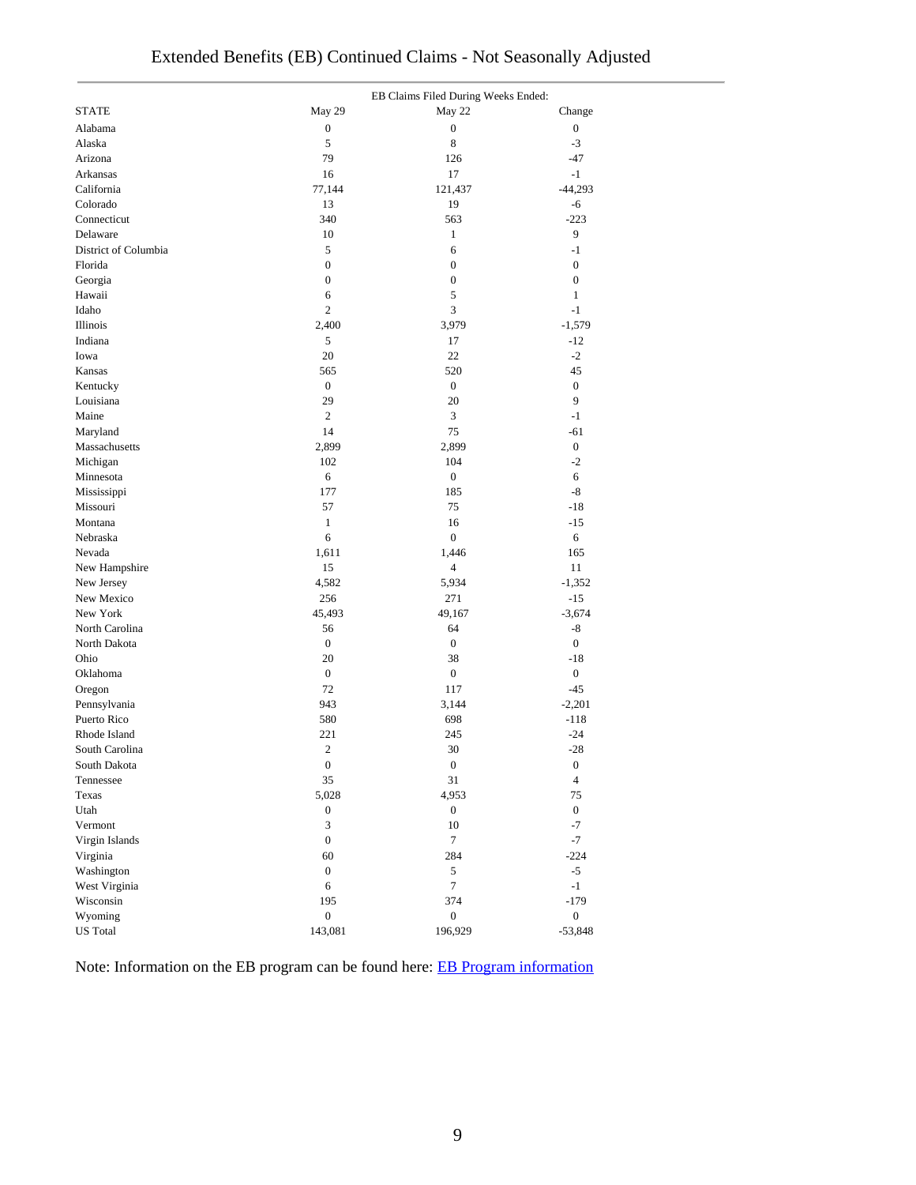# Extended Benefits (EB) Continued Claims - Not Seasonally Adjusted

| STATE | EB Claims Filed During Weeks Ended: May 29 | May 22 | Change |
|---|---|---|---|
| Alabama | 0 | 0 | 0 |
| Alaska | 5 | 8 | -3 |
| Arizona | 79 | 126 | -47 |
| Arkansas | 16 | 17 | -1 |
| California | 77,144 | 121,437 | -44,293 |
| Colorado | 13 | 19 | -6 |
| Connecticut | 340 | 563 | -223 |
| Delaware | 10 | 1 | 9 |
| District of Columbia | 5 | 6 | -1 |
| Florida | 0 | 0 | 0 |
| Georgia | 0 | 0 | 0 |
| Hawaii | 6 | 5 | 1 |
| Idaho | 2 | 3 | -1 |
| Illinois | 2,400 | 3,979 | -1,579 |
| Indiana | 5 | 17 | -12 |
| Iowa | 20 | 22 | -2 |
| Kansas | 565 | 520 | 45 |
| Kentucky | 0 | 0 | 0 |
| Louisiana | 29 | 20 | 9 |
| Maine | 2 | 3 | -1 |
| Maryland | 14 | 75 | -61 |
| Massachusetts | 2,899 | 2,899 | 0 |
| Michigan | 102 | 104 | -2 |
| Minnesota | 6 | 0 | 6 |
| Mississippi | 177 | 185 | -8 |
| Missouri | 57 | 75 | -18 |
| Montana | 1 | 16 | -15 |
| Nebraska | 6 | 0 | 6 |
| Nevada | 1,611 | 1,446 | 165 |
| New Hampshire | 15 | 4 | 11 |
| New Jersey | 4,582 | 5,934 | -1,352 |
| New Mexico | 256 | 271 | -15 |
| New York | 45,493 | 49,167 | -3,674 |
| North Carolina | 56 | 64 | -8 |
| North Dakota | 0 | 0 | 0 |
| Ohio | 20 | 38 | -18 |
| Oklahoma | 0 | 0 | 0 |
| Oregon | 72 | 117 | -45 |
| Pennsylvania | 943 | 3,144 | -2,201 |
| Puerto Rico | 580 | 698 | -118 |
| Rhode Island | 221 | 245 | -24 |
| South Carolina | 2 | 30 | -28 |
| South Dakota | 0 | 0 | 0 |
| Tennessee | 35 | 31 | 4 |
| Texas | 5,028 | 4,953 | 75 |
| Utah | 0 | 0 | 0 |
| Vermont | 3 | 10 | -7 |
| Virgin Islands | 0 | 7 | -7 |
| Virginia | 60 | 284 | -224 |
| Washington | 0 | 5 | -5 |
| West Virginia | 6 | 7 | -1 |
| Wisconsin | 195 | 374 | -179 |
| Wyoming | 0 | 0 | 0 |
| US Total | 143,081 | 196,929 | -53,848 |

Note: Information on the EB program can be found here: [EB Program information]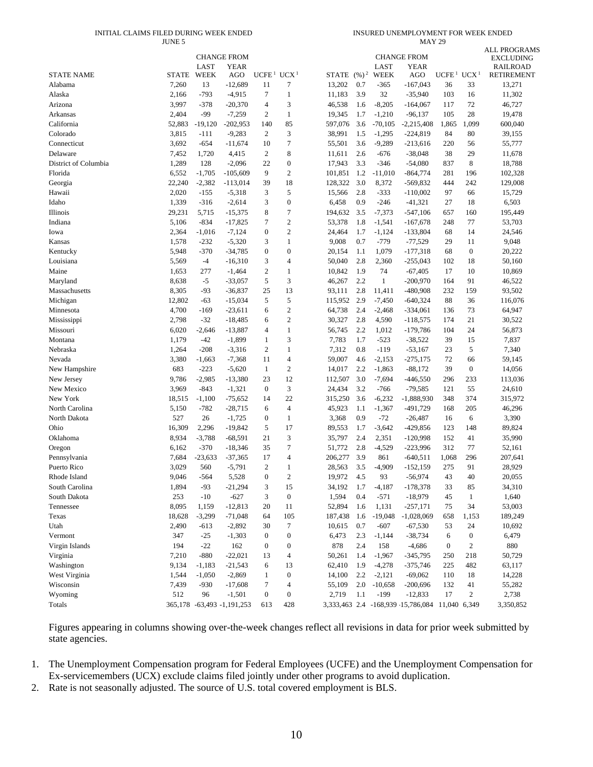| STATE NAME | INITIAL CLAIMS FILED DURING WEEK ENDED JUNE 5 | | | | | INSURED UNEMPLOYMENT FOR WEEK ENDED MAY 29 | | | | | | | ALL PROGRAMS EXCLUDING RAILROAD RETIREMENT |
|---|---|---|---|---|---|---|---|---|---|---|---|---|---|
| | STATE | CHANGE FROM LAST WEEK | CHANGE FROM YEAR AGO | UCFE [1] | UCX [1] | STATE | (%) [2] | CHANGE FROM LAST WEEK | CHANGE FROM YEAR AGO | UCFE [1] | UCX [1] | |
| Alabama | 7,260 | 13 | -12,689 | 11 | 7 | 13,202 | 0.7 | -365 | -167,043 | 36 | 33 | 13,271 |
| Alaska | 2,166 | -793 | -4,915 | 7 | 1 | 11,183 | 3.9 | 32 | -35,940 | 103 | 16 | 11,302 |
| Arizona | 3,997 | -378 | -20,370 | 4 | 3 | 46,538 | 1.6 | -8,205 | -164,067 | 117 | 72 | 46,727 |
| Arkansas | 2,404 | -99 | -7,259 | 2 | 1 | 19,345 | 1.7 | -1,210 | -96,137 | 105 | 28 | 19,478 |
| California | 52,883 | -19,120 | -202,953 | 140 | 85 | 597,076 | 3.6 | -70,105 | -2,215,408 | 1,865 | 1,099 | 600,040 |
| Colorado | 3,815 | -111 | -9,283 | 2 | 3 | 38,991 | 1.5 | -1,295 | -224,819 | 84 | 80 | 39,155 |
| Connecticut | 3,692 | -654 | -11,674 | 10 | 7 | 55,501 | 3.6 | -9,289 | -213,616 | 220 | 56 | 55,777 |
| Delaware | 7,452 | 1,720 | 4,415 | 2 | 8 | 11,611 | 2.6 | -676 | -38,048 | 38 | 29 | 11,678 |
| District of Columbia | 1,289 | 128 | -2,096 | 22 | 0 | 17,943 | 3.3 | -346 | -54,080 | 837 | 8 | 18,788 |
| Florida | 6,552 | -1,705 | -105,609 | 9 | 2 | 101,851 | 1.2 | -11,010 | -864,774 | 281 | 196 | 102,328 |
| Georgia | 22,240 | -2,382 | -113,014 | 39 | 18 | 128,322 | 3.0 | 8,372 | -569,832 | 444 | 242 | 129,008 |
| Hawaii | 2,020 | -155 | -5,318 | 3 | 5 | 15,566 | 2.8 | -333 | -110,002 | 97 | 66 | 15,729 |
| Idaho | 1,339 | -316 | -2,614 | 3 | 0 | 6,458 | 0.9 | -246 | -41,321 | 27 | 18 | 6,503 |
| Illinois | 29,231 | 5,715 | -15,375 | 8 | 7 | 194,632 | 3.5 | -7,373 | -547,106 | 657 | 160 | 195,449 |
| Indiana | 5,106 | -834 | -17,825 | 7 | 2 | 53,378 | 1.8 | -1,541 | -167,678 | 248 | 77 | 53,703 |
| Iowa | 2,364 | -1,016 | -7,124 | 0 | 2 | 24,464 | 1.7 | -1,124 | -133,804 | 68 | 14 | 24,546 |
| Kansas | 1,578 | -232 | -5,320 | 3 | 1 | 9,008 | 0.7 | -779 | -77,529 | 29 | 11 | 9,048 |
| Kentucky | 5,948 | -370 | -34,785 | 0 | 0 | 20,154 | 1.1 | 1,079 | -177,318 | 68 | 0 | 20,222 |
| Louisiana | 5,569 | -4 | -16,310 | 3 | 4 | 50,040 | 2.8 | 2,360 | -255,043 | 102 | 18 | 50,160 |
| Maine | 1,653 | 277 | -1,464 | 2 | 1 | 10,842 | 1.9 | 74 | -67,405 | 17 | 10 | 10,869 |
| Maryland | 8,638 | -5 | -33,057 | 5 | 3 | 46,267 | 2.2 | 1 | -200,970 | 164 | 91 | 46,522 |
| Massachusetts | 8,305 | -93 | -36,837 | 25 | 13 | 93,111 | 2.8 | 11,411 | -480,908 | 232 | 159 | 93,502 |
| Michigan | 12,802 | -63 | -15,034 | 5 | 5 | 115,952 | 2.9 | -7,450 | -640,324 | 88 | 36 | 116,076 |
| Minnesota | 4,700 | -169 | -23,611 | 6 | 2 | 64,738 | 2.4 | -2,468 | -334,061 | 136 | 73 | 64,947 |
| Mississippi | 2,798 | -32 | -18,485 | 6 | 2 | 30,327 | 2.8 | 4,590 | -118,575 | 174 | 21 | 30,522 |
| Missouri | 6,020 | -2,646 | -13,887 | 4 | 1 | 56,745 | 2.2 | 1,012 | -179,786 | 104 | 24 | 56,873 |
| Montana | 1,179 | -42 | -1,899 | 1 | 3 | 7,783 | 1.7 | -523 | -38,522 | 39 | 15 | 7,837 |
| Nebraska | 1,264 | -208 | -3,316 | 2 | 1 | 7,312 | 0.8 | -119 | -53,167 | 23 | 5 | 7,340 |
| Nevada | 3,380 | -1,663 | -7,368 | 11 | 4 | 59,007 | 4.6 | -2,153 | -275,175 | 72 | 66 | 59,145 |
| New Hampshire | 683 | -223 | -5,620 | 1 | 2 | 14,017 | 2.2 | -1,863 | -88,172 | 39 | 0 | 14,056 |
| New Jersey | 9,786 | -2,985 | -13,380 | 23 | 12 | 112,507 | 3.0 | -7,694 | -446,550 | 296 | 233 | 113,036 |
| New Mexico | 3,969 | -843 | -1,321 | 0 | 3 | 24,434 | 3.2 | -766 | -79,585 | 121 | 55 | 24,610 |
| New York | 18,515 | -1,100 | -75,652 | 14 | 22 | 315,250 | 3.6 | -6,232 | -1,888,930 | 348 | 374 | 315,972 |
| North Carolina | 5,150 | -782 | -28,715 | 6 | 4 | 45,923 | 1.1 | -1,367 | -491,729 | 168 | 205 | 46,296 |
| North Dakota | 527 | 26 | -1,725 | 0 | 1 | 3,368 | 0.9 | -72 | -26,487 | 16 | 6 | 3,390 |
| Ohio | 16,309 | 2,296 | -19,842 | 5 | 17 | 89,553 | 1.7 | -3,642 | -429,856 | 123 | 148 | 89,824 |
| Oklahoma | 8,934 | -3,788 | -68,591 | 21 | 3 | 35,797 | 2.4 | 2,351 | -120,998 | 152 | 41 | 35,990 |
| Oregon | 6,162 | -370 | -18,346 | 35 | 7 | 51,772 | 2.8 | -4,529 | -223,996 | 312 | 77 | 52,161 |
| Pennsylvania | 7,684 | -23,633 | -37,365 | 17 | 4 | 206,277 | 3.9 | 861 | -640,511 | 1,068 | 296 | 207,641 |
| Puerto Rico | 3,029 | 560 | -5,791 | 2 | 1 | 28,563 | 3.5 | -4,909 | -152,159 | 275 | 91 | 28,929 |
| Rhode Island | 9,046 | -564 | 5,528 | 0 | 2 | 19,972 | 4.5 | 93 | -56,974 | 43 | 40 | 20,055 |
| South Carolina | 1,894 | -93 | -21,294 | 3 | 15 | 34,192 | 1.7 | -4,187 | -178,378 | 33 | 85 | 34,310 |
| South Dakota | 253 | -10 | -627 | 3 | 0 | 1,594 | 0.4 | -571 | -18,979 | 45 | 1 | 1,640 |
| Tennessee | 8,095 | 1,159 | -12,813 | 20 | 11 | 52,894 | 1.6 | 1,131 | -257,171 | 75 | 34 | 53,003 |
| Texas | 18,628 | -3,299 | -71,048 | 64 | 105 | 187,438 | 1.6 | -19,048 | -1,028,069 | 658 | 1,153 | 189,249 |
| Utah | 2,490 | -613 | -2,892 | 30 | 7 | 10,615 | 0.7 | -607 | -67,530 | 53 | 24 | 10,692 |
| Vermont | 347 | -25 | -1,303 | 0 | 0 | 6,473 | 2.3 | -1,144 | -38,734 | 6 | 0 | 6,479 |
| Virgin Islands | 194 | -22 | 162 | 0 | 0 | 878 | 2.4 | 158 | -4,686 | 0 | 2 | 880 |
| Virginia | 7,210 | -880 | -22,021 | 13 | 4 | 50,261 | 1.4 | -1,967 | -345,795 | 250 | 218 | 50,729 |
| Washington | 9,134 | -1,183 | -21,543 | 6 | 13 | 62,410 | 1.9 | -4,278 | -375,746 | 225 | 482 | 63,117 |
| West Virginia | 1,544 | -1,050 | -2,869 | 1 | 0 | 14,100 | 2.2 | -2,121 | -69,062 | 110 | 18 | 14,228 |
| Wisconsin | 7,439 | -930 | -17,608 | 7 | 4 | 55,109 | 2.0 | -10,658 | -200,696 | 132 | 41 | 55,282 |
| Wyoming | 512 | 96 | -1,501 | 0 | 0 | 2,719 | 1.1 | -199 | -12,833 | 17 | 2 | 2,738 |
| Totals | 365,178 | -63,493 | -1,191,253 | 613 | 428 | 3,333,463 | 2.4 | -168,939 | -15,786,084 | 11,040 | 6,349 | 3,350,852 |

Figures appearing in columns showing over-the-week changes reflect all revisions in data for prior week submitted by state agencies.

1. The Unemployment Compensation program for Federal Employees (UCFE) and the Unemployment Compensation for Ex-servicemembers (UCX) exclude claims filed jointly under other programs to avoid duplication.
2. Rate is not seasonally adjusted. The source of U.S. total covered employment is BLS.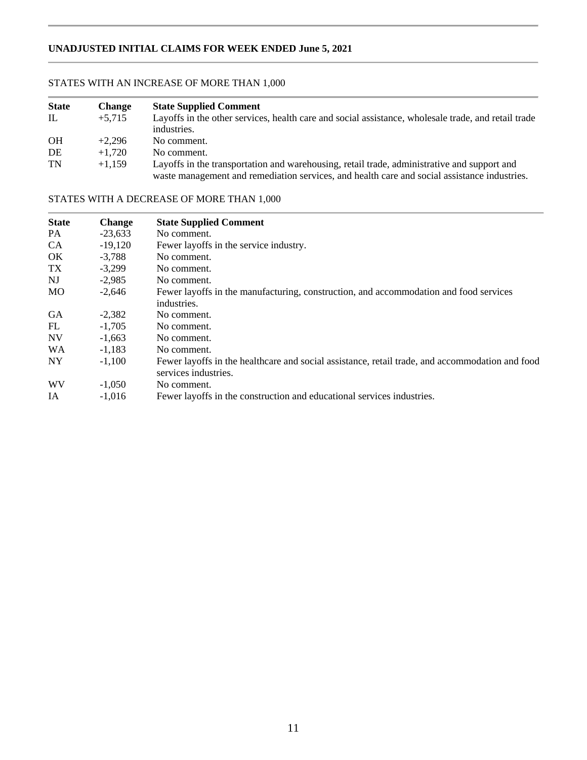## UNADJUSTED INITIAL CLAIMS FOR WEEK ENDED June 5, 2021

### STATES WITH AN INCREASE OF MORE THAN 1,000

| State | Change | State Supplied Comment |
|---|---|---|
| IL | +5,715 | Layoffs in the other services, health care and social assistance, wholesale trade, and retail trade industries. |
| OH | +2,296 | No comment. |
| DE | +1,720 | No comment. |
| TN | +1,159 | Layoffs in the transportation and warehousing, retail trade, administrative and support and waste management and remediation services, and health care and social assistance industries. |

### STATES WITH A DECREASE OF MORE THAN 1,000

| State | Change | State Supplied Comment |
|---|---|---|
| PA | -23,633 | No comment. |
| CA | -19,120 | Fewer layoffs in the service industry. |
| OK | -3,788 | No comment. |
| TX | -3,299 | No comment. |
| NJ | -2,985 | No comment. |
| MO | -2,646 | Fewer layoffs in the manufacturing, construction, and accommodation and food services industries. |
| GA | -2,382 | No comment. |
| FL | -1,705 | No comment. |
| NV | -1,663 | No comment. |
| WA | -1,183 | No comment. |
| NY | -1,100 | Fewer layoffs in the healthcare and social assistance, retail trade, and accommodation and food services industries. |
| WV | -1,050 | No comment. |
| IA | -1,016 | Fewer layoffs in the construction and educational services industries. |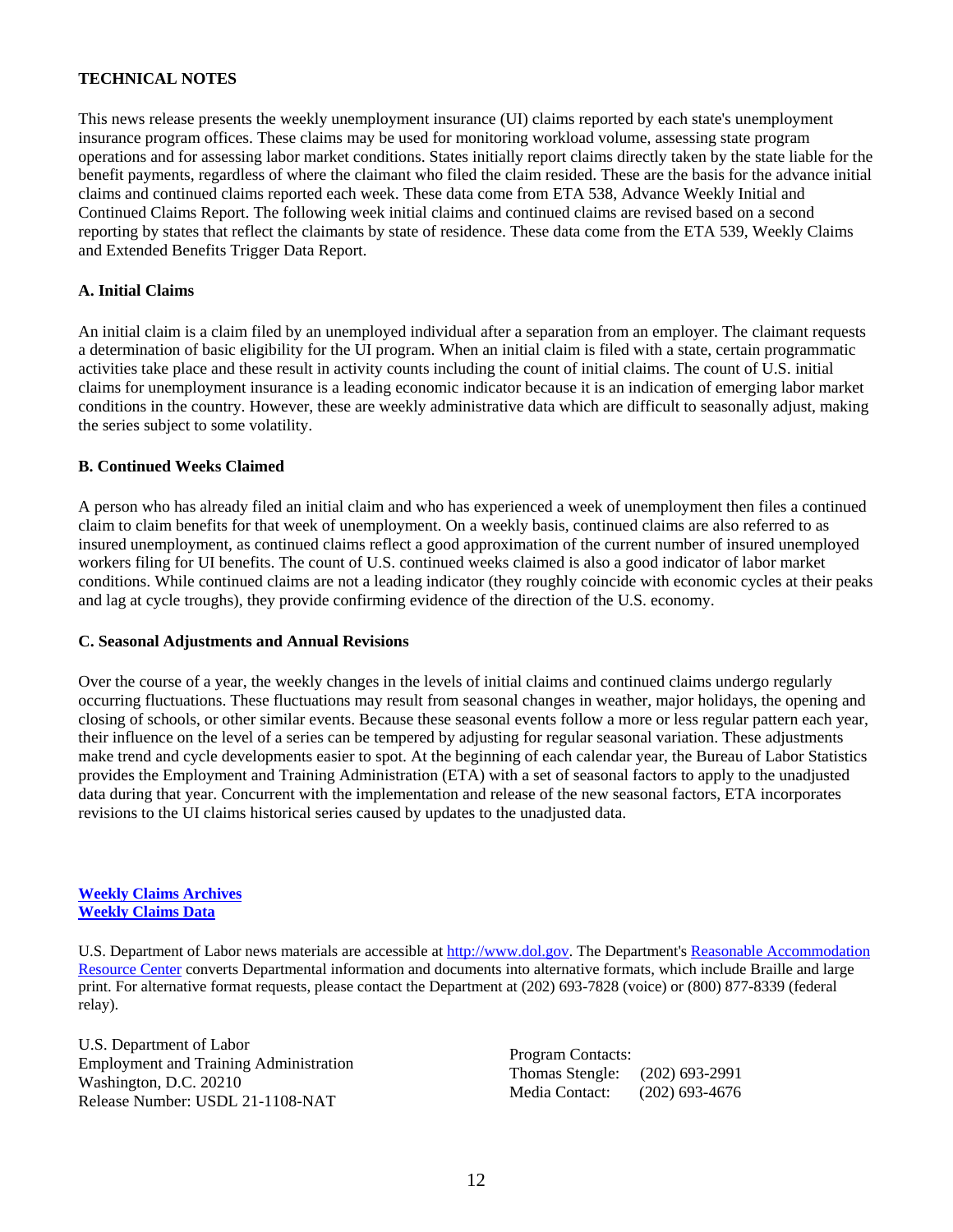**TECHNICAL NOTES**

This news release presents the weekly unemployment insurance (UI) claims reported by each state's unemployment insurance program offices. These claims may be used for monitoring workload volume, assessing state program operations and for assessing labor market conditions. States initially report claims directly taken by the state liable for the benefit payments, regardless of where the claimant who filed the claim resided. These are the basis for the advance initial claims and continued claims reported each week. These data come from ETA 538, Advance Weekly Initial and Continued Claims Report. The following week initial claims and continued claims are revised based on a second reporting by states that reflect the claimants by state of residence. These data come from the ETA 539, Weekly Claims and Extended Benefits Trigger Data Report.

**A. Initial Claims**

An initial claim is a claim filed by an unemployed individual after a separation from an employer. The claimant requests a determination of basic eligibility for the UI program. When an initial claim is filed with a state, certain programmatic activities take place and these result in activity counts including the count of initial claims. The count of U.S. initial claims for unemployment insurance is a leading economic indicator because it is an indication of emerging labor market conditions in the country. However, these are weekly administrative data which are difficult to seasonally adjust, making the series subject to some volatility.

**B. Continued Weeks Claimed**

A person who has already filed an initial claim and who has experienced a week of unemployment then files a continued claim to claim benefits for that week of unemployment. On a weekly basis, continued claims are also referred to as insured unemployment, as continued claims reflect a good approximation of the current number of insured unemployed workers filing for UI benefits. The count of U.S. continued weeks claimed is also a good indicator of labor market conditions. While continued claims are not a leading indicator (they roughly coincide with economic cycles at their peaks and lag at cycle troughs), they provide confirming evidence of the direction of the U.S. economy.

**C. Seasonal Adjustments and Annual Revisions**

Over the course of a year, the weekly changes in the levels of initial claims and continued claims undergo regularly occurring fluctuations. These fluctuations may result from seasonal changes in weather, major holidays, the opening and closing of schools, or other similar events. Because these seasonal events follow a more or less regular pattern each year, their influence on the level of a series can be tempered by adjusting for regular seasonal variation. These adjustments make trend and cycle developments easier to spot. At the beginning of each calendar year, the Bureau of Labor Statistics provides the Employment and Training Administration (ETA) with a set of seasonal factors to apply to the unadjusted data during that year. Concurrent with the implementation and release of the new seasonal factors, ETA incorporates revisions to the UI claims historical series caused by updates to the unadjusted data.

**Weekly Claims Archives**
**Weekly Claims Data**

U.S. Department of Labor news materials are accessible at http://www.dol.gov. The Department's Reasonable Accommodation Resource Center converts Departmental information and documents into alternative formats, which include Braille and large print. For alternative format requests, please contact the Department at (202) 693-7828 (voice) or (800) 877-8339 (federal relay).

U.S. Department of Labor
Employment and Training Administration
Washington, D.C. 20210
Release Number: USDL 21-1108-NAT

Program Contacts:
Thomas Stengle: (202) 693-2991
Media Contact: (202) 693-4676